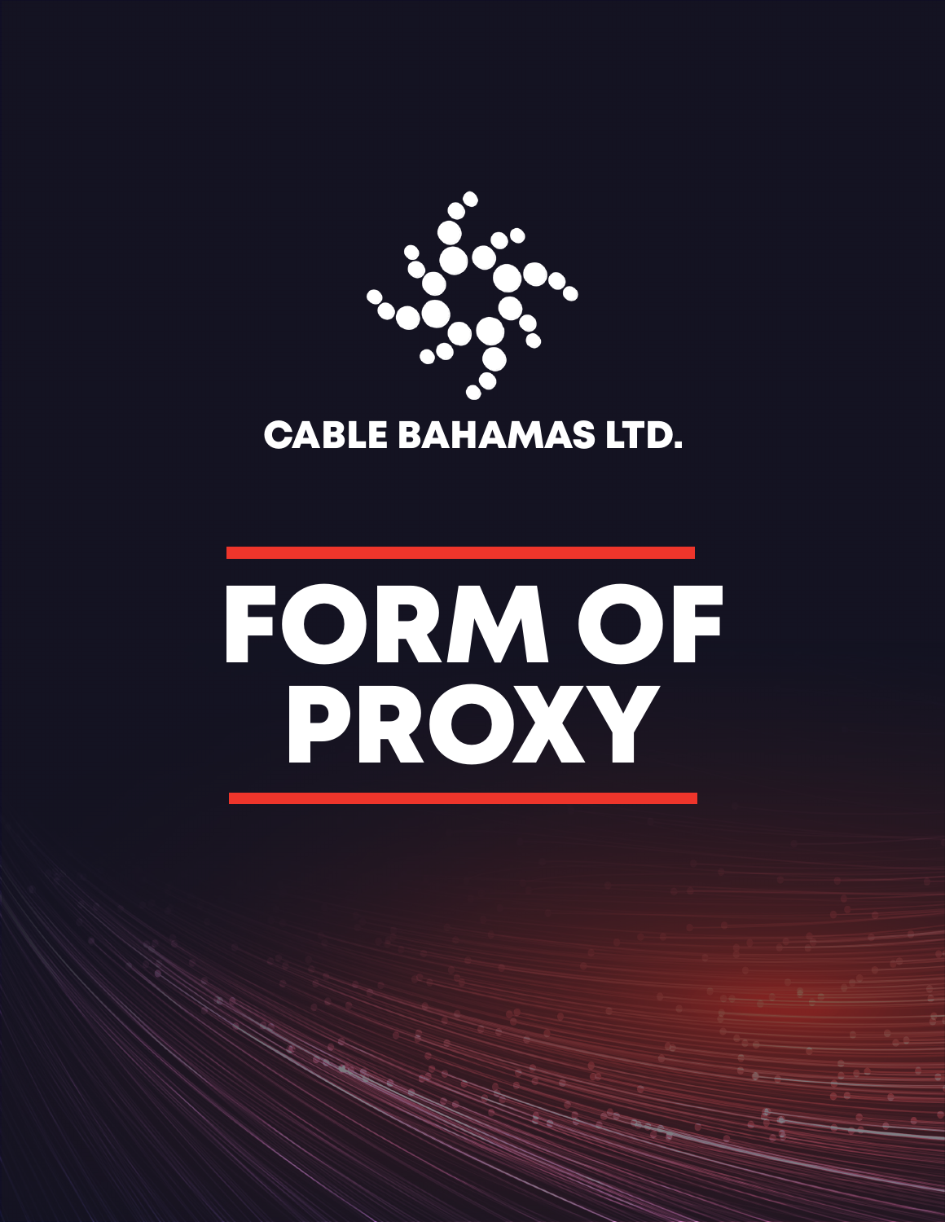CABLE BAHAMAS LTD.

# FORM OF PROXY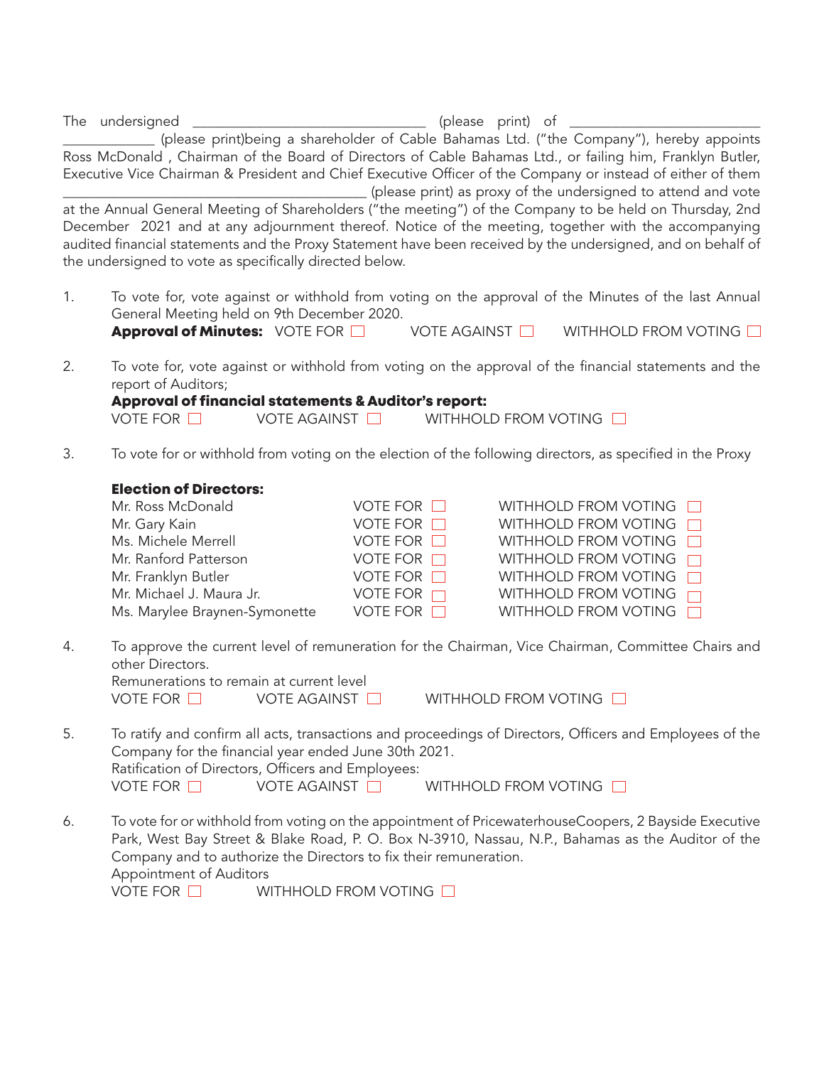The undersigned _______________________________ (please print) of _________________________ ____________ (please print)being a shareholder of Cable Bahamas Ltd. ("the Company"), hereby appoints Ross McDonald , Chairman of the Board of Directors of Cable Bahamas Ltd., or failing him, Franklyn Butler, Executive Vice Chairman & President and Chief Executive Officer of the Company or instead of either of them ________________________________________ (please print) as proxy of the undersigned to attend and vote at the Annual General Meeting of Shareholders ("the meeting") of the Company to be held on Thursday, 2nd December 2021 and at any adjournment thereof. Notice of the meeting, together with the accompanying audited financial statements and the Proxy Statement have been received by the undersigned, and on behalf of the undersigned to vote as specifically directed below.

1. To vote for, vote against or withhold from voting on the approval of the Minutes of the last Annual General Meeting held on 9th December 2020.
   **Approval of Minutes:** VOTE FOR ☐ VOTE AGAINST ☐ WITHHOLD FROM VOTING ☐

2. To vote for, vote against or withhold from voting on the approval of the financial statements and the report of Auditors;
   **Approval of financial statements & Auditor's report:**
   VOTE FOR ☐ VOTE AGAINST ☐ WITHHOLD FROM VOTING ☐

3. To vote for or withhold from voting on the election of the following directors, as specified in the Proxy

   **Election of Directors:**

| | | |
|---|---|---|
| Mr. Ross McDonald | VOTE FOR ☐ | WITHHOLD FROM VOTING ☐ |
| Mr. Gary Kain | VOTE FOR ☐ | WITHHOLD FROM VOTING ☐ |
| Ms. Michele Merrell | VOTE FOR ☐ | WITHHOLD FROM VOTING ☐ |
| Mr. Ranford Patterson | VOTE FOR ☐ | WITHHOLD FROM VOTING ☐ |
| Mr. Franklyn Butler | VOTE FOR ☐ | WITHHOLD FROM VOTING ☐ |
| Mr. Michael J. Maura Jr. | VOTE FOR ☐ | WITHHOLD FROM VOTING ☐ |
| Ms. Marylee Braynen-Symonette | VOTE FOR ☐ | WITHHOLD FROM VOTING ☐ |

4. To approve the current level of remuneration for the Chairman, Vice Chairman, Committee Chairs and other Directors.
   Remunerations to remain at current level
   VOTE FOR ☐ VOTE AGAINST ☐ WITHHOLD FROM VOTING ☐

5. To ratify and confirm all acts, transactions and proceedings of Directors, Officers and Employees of the Company for the financial year ended June 30th 2021.
   Ratification of Directors, Officers and Employees:
   VOTE FOR ☐ VOTE AGAINST ☐ WITHHOLD FROM VOTING ☐

6. To vote for or withhold from voting on the appointment of PricewaterhouseCoopers, 2 Bayside Executive Park, West Bay Street & Blake Road, P. O. Box N-3910, Nassau, N.P., Bahamas as the Auditor of the Company and to authorize the Directors to fix their remuneration.
   Appointment of Auditors
   VOTE FOR ☐ WITHHOLD FROM VOTING ☐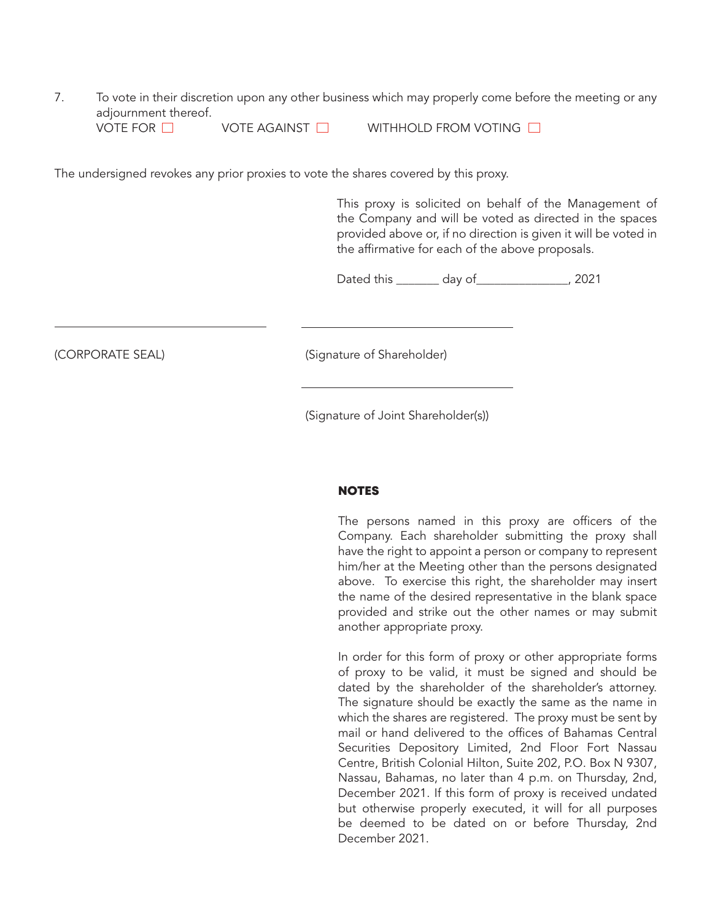7. To vote in their discretion upon any other business which may properly come before the meeting or any adjournment thereof.
   VOTE FOR ☐ VOTE AGAINST ☐ WITHHOLD FROM VOTING ☐

The undersigned revokes any prior proxies to vote the shares covered by this proxy.

This proxy is solicited on behalf of the Management of the Company and will be voted as directed in the spaces provided above or, if no direction is given it will be voted in the affirmative for each of the above proposals.

Dated this _______ day of_______________, 2021

_________________________________ _________________________________

(CORPORATE SEAL) (Signature of Shareholder)

_________________________________

(Signature of Joint Shareholder(s))

## NOTES

The persons named in this proxy are officers of the Company. Each shareholder submitting the proxy shall have the right to appoint a person or company to represent him/her at the Meeting other than the persons designated above. To exercise this right, the shareholder may insert the name of the desired representative in the blank space provided and strike out the other names or may submit another appropriate proxy.

In order for this form of proxy or other appropriate forms of proxy to be valid, it must be signed and should be dated by the shareholder of the shareholder's attorney. The signature should be exactly the same as the name in which the shares are registered. The proxy must be sent by mail or hand delivered to the offices of Bahamas Central Securities Depository Limited, 2nd Floor Fort Nassau Centre, British Colonial Hilton, Suite 202, P.O. Box N 9307, Nassau, Bahamas, no later than 4 p.m. on Thursday, 2nd, December 2021. If this form of proxy is received undated but otherwise properly executed, it will for all purposes be deemed to be dated on or before Thursday, 2nd December 2021.